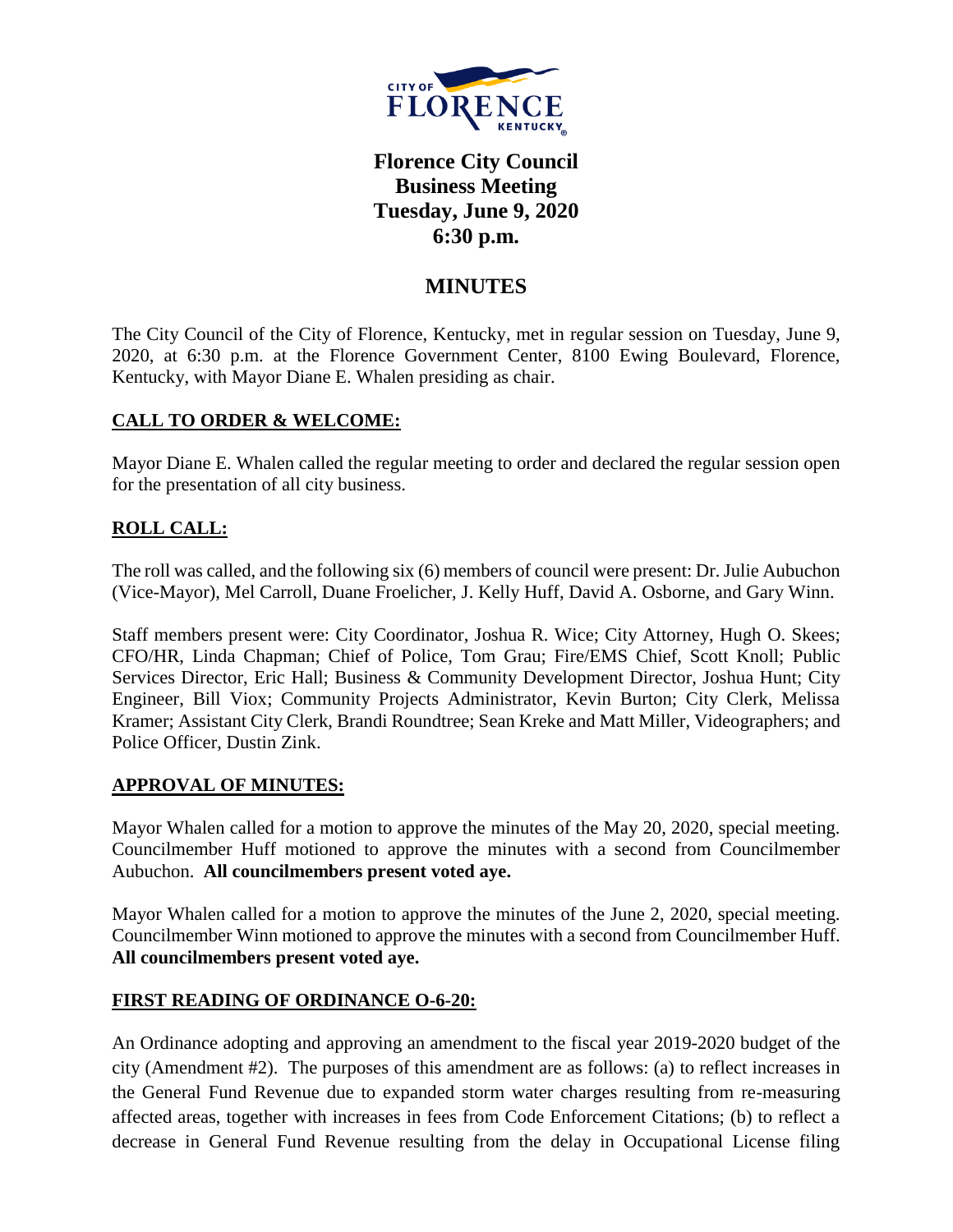# Florence City Council
## Business Meeting
## Tuesday, June 9, 2020
## 6:30 p.m.

## MINUTES

The City Council of the City of Florence, Kentucky, met in regular session on Tuesday, June 9, 2020, at 6:30 p.m. at the Florence Government Center, 8100 Ewing Boulevard, Florence, Kentucky, with Mayor Diane E. Whalen presiding as chair.

**CALL TO ORDER & WELCOME:**

Mayor Diane E. Whalen called the regular meeting to order and declared the regular session open for the presentation of all city business.

**ROLL CALL:**

The roll was called, and the following six (6) members of council were present: Dr. Julie Aubuchon (Vice-Mayor), Mel Carroll, Duane Froelicher, J. Kelly Huff, David A. Osborne, and Gary Winn.

Staff members present were: City Coordinator, Joshua R. Wice; City Attorney, Hugh O. Skees; CFO/HR, Linda Chapman; Chief of Police, Tom Grau; Fire/EMS Chief, Scott Knoll; Public Services Director, Eric Hall; Business & Community Development Director, Joshua Hunt; City Engineer, Bill Viox; Community Projects Administrator, Kevin Burton; City Clerk, Melissa Kramer; Assistant City Clerk, Brandi Roundtree; Sean Kreke and Matt Miller, Videographers; and Police Officer, Dustin Zink.

**APPROVAL OF MINUTES:**

Mayor Whalen called for a motion to approve the minutes of the May 20, 2020, special meeting. Councilmember Huff motioned to approve the minutes with a second from Councilmember Aubuchon. **All councilmembers present voted aye.**

Mayor Whalen called for a motion to approve the minutes of the June 2, 2020, special meeting. Councilmember Winn motioned to approve the minutes with a second from Councilmember Huff. **All councilmembers present voted aye.**

**FIRST READING OF ORDINANCE O-6-20:**

An Ordinance adopting and approving an amendment to the fiscal year 2019-2020 budget of the city (Amendment #2). The purposes of this amendment are as follows: (a) to reflect increases in the General Fund Revenue due to expanded storm water charges resulting from re-measuring affected areas, together with increases in fees from Code Enforcement Citations; (b) to reflect a decrease in General Fund Revenue resulting from the delay in Occupational License filing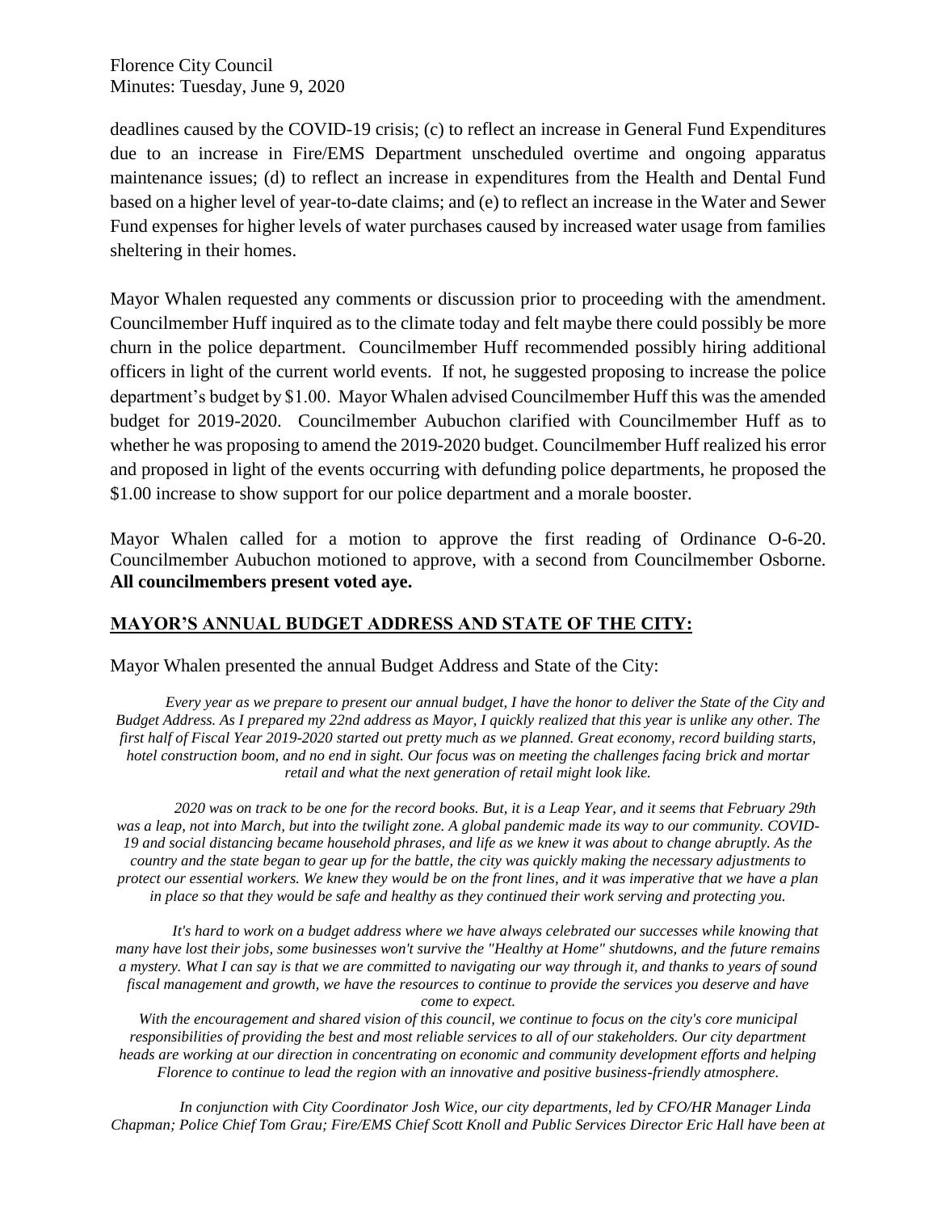deadlines caused by the COVID-19 crisis; (c) to reflect an increase in General Fund Expenditures due to an increase in Fire/EMS Department unscheduled overtime and ongoing apparatus maintenance issues; (d) to reflect an increase in expenditures from the Health and Dental Fund based on a higher level of year-to-date claims; and (e) to reflect an increase in the Water and Sewer Fund expenses for higher levels of water purchases caused by increased water usage from families sheltering in their homes.

Mayor Whalen requested any comments or discussion prior to proceeding with the amendment. Councilmember Huff inquired as to the climate today and felt maybe there could possibly be more churn in the police department. Councilmember Huff recommended possibly hiring additional officers in light of the current world events. If not, he suggested proposing to increase the police department's budget by $1.00. Mayor Whalen advised Councilmember Huff this was the amended budget for 2019-2020. Councilmember Aubuchon clarified with Councilmember Huff as to whether he was proposing to amend the 2019-2020 budget. Councilmember Huff realized his error and proposed in light of the events occurring with defunding police departments, he proposed the $1.00 increase to show support for our police department and a morale booster.

Mayor Whalen called for a motion to approve the first reading of Ordinance O-6-20. Councilmember Aubuchon motioned to approve, with a second from Councilmember Osborne. **All councilmembers present voted aye.**

## MAYOR'S ANNUAL BUDGET ADDRESS AND STATE OF THE CITY:

Mayor Whalen presented the annual Budget Address and State of the City:

*Every year as we prepare to present our annual budget, I have the honor to deliver the State of the City and Budget Address. As I prepared my 22nd address as Mayor, I quickly realized that this year is unlike any other. The first half of Fiscal Year 2019-2020 started out pretty much as we planned. Great economy, record building starts, hotel construction boom, and no end in sight. Our focus was on meeting the challenges facing brick and mortar retail and what the next generation of retail might look like.*

*2020 was on track to be one for the record books. But, it is a Leap Year, and it seems that February 29th was a leap, not into March, but into the twilight zone. A global pandemic made its way to our community. COVID-19 and social distancing became household phrases, and life as we knew it was about to change abruptly. As the country and the state began to gear up for the battle, the city was quickly making the necessary adjustments to protect our essential workers. We knew they would be on the front lines, and it was imperative that we have a plan in place so that they would be safe and healthy as they continued their work serving and protecting you.*

*It's hard to work on a budget address where we have always celebrated our successes while knowing that many have lost their jobs, some businesses won't survive the "Healthy at Home" shutdowns, and the future remains a mystery. What I can say is that we are committed to navigating our way through it, and thanks to years of sound fiscal management and growth, we have the resources to continue to provide the services you deserve and have come to expect.*

*With the encouragement and shared vision of this council, we continue to focus on the city's core municipal responsibilities of providing the best and most reliable services to all of our stakeholders. Our city department heads are working at our direction in concentrating on economic and community development efforts and helping Florence to continue to lead the region with an innovative and positive business-friendly atmosphere.*

*In conjunction with City Coordinator Josh Wice, our city departments, led by CFO/HR Manager Linda Chapman; Police Chief Tom Grau; Fire/EMS Chief Scott Knoll and Public Services Director Eric Hall have been at*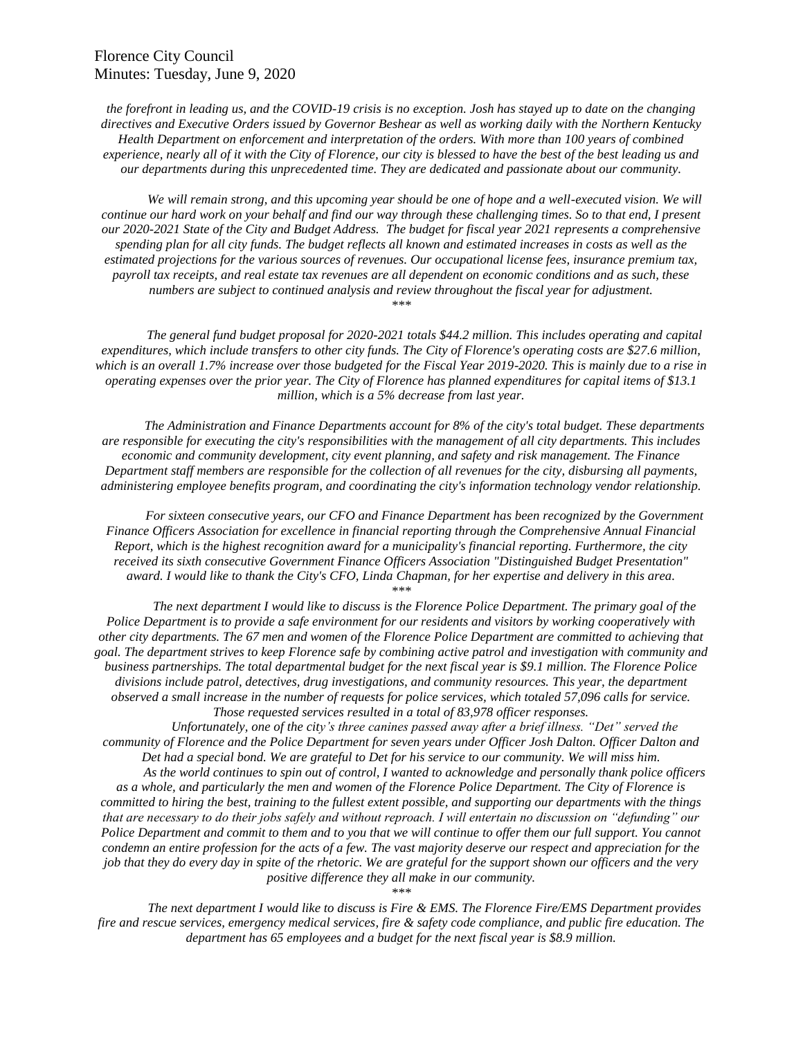*the forefront in leading us, and the COVID-19 crisis is no exception. Josh has stayed up to date on the changing directives and Executive Orders issued by Governor Beshear as well as working daily with the Northern Kentucky Health Department on enforcement and interpretation of the orders. With more than 100 years of combined experience, nearly all of it with the City of Florence, our city is blessed to have the best of the best leading us and our departments during this unprecedented time. They are dedicated and passionate about our community.*

*We will remain strong, and this upcoming year should be one of hope and a well-executed vision. We will continue our hard work on your behalf and find our way through these challenging times. So to that end, I present our 2020-2021 State of the City and Budget Address. The budget for fiscal year 2021 represents a comprehensive spending plan for all city funds. The budget reflects all known and estimated increases in costs as well as the estimated projections for the various sources of revenues. Our occupational license fees, insurance premium tax, payroll tax receipts, and real estate tax revenues are all dependent on economic conditions and as such, these numbers are subject to continued analysis and review throughout the fiscal year for adjustment.*

\*\*\*

*The general fund budget proposal for 2020-2021 totals $44.2 million. This includes operating and capital expenditures, which include transfers to other city funds. The City of Florence's operating costs are $27.6 million, which is an overall 1.7% increase over those budgeted for the Fiscal Year 2019-2020. This is mainly due to a rise in operating expenses over the prior year. The City of Florence has planned expenditures for capital items of $13.1 million, which is a 5% decrease from last year.*

*The Administration and Finance Departments account for 8% of the city's total budget. These departments are responsible for executing the city's responsibilities with the management of all city departments. This includes economic and community development, city event planning, and safety and risk management. The Finance Department staff members are responsible for the collection of all revenues for the city, disbursing all payments, administering employee benefits program, and coordinating the city's information technology vendor relationship.*

*For sixteen consecutive years, our CFO and Finance Department has been recognized by the Government Finance Officers Association for excellence in financial reporting through the Comprehensive Annual Financial Report, which is the highest recognition award for a municipality's financial reporting. Furthermore, the city received its sixth consecutive Government Finance Officers Association "Distinguished Budget Presentation" award. I would like to thank the City's CFO, Linda Chapman, for her expertise and delivery in this area.*

\*\*\*

*The next department I would like to discuss is the Florence Police Department. The primary goal of the Police Department is to provide a safe environment for our residents and visitors by working cooperatively with other city departments. The 67 men and women of the Florence Police Department are committed to achieving that goal. The department strives to keep Florence safe by combining active patrol and investigation with community and business partnerships. The total departmental budget for the next fiscal year is $9.1 million. The Florence Police divisions include patrol, detectives, drug investigations, and community resources. This year, the department observed a small increase in the number of requests for police services, which totaled 57,096 calls for service. Those requested services resulted in a total of 83,978 officer responses.*

*Unfortunately, one of the city's three canines passed away after a brief illness. "Det" served the community of Florence and the Police Department for seven years under Officer Josh Dalton. Officer Dalton and Det had a special bond. We are grateful to Det for his service to our community. We will miss him.*

*As the world continues to spin out of control, I wanted to acknowledge and personally thank police officers as a whole, and particularly the men and women of the Florence Police Department. The City of Florence is committed to hiring the best, training to the fullest extent possible, and supporting our departments with the things that are necessary to do their jobs safely and without reproach. I will entertain no discussion on "defunding" our Police Department and commit to them and to you that we will continue to offer them our full support. You cannot condemn an entire profession for the acts of a few. The vast majority deserve our respect and appreciation for the job that they do every day in spite of the rhetoric. We are grateful for the support shown our officers and the very positive difference they all make in our community.*

\*\*\*

*The next department I would like to discuss is Fire & EMS. The Florence Fire/EMS Department provides fire and rescue services, emergency medical services, fire & safety code compliance, and public fire education. The department has 65 employees and a budget for the next fiscal year is $8.9 million.*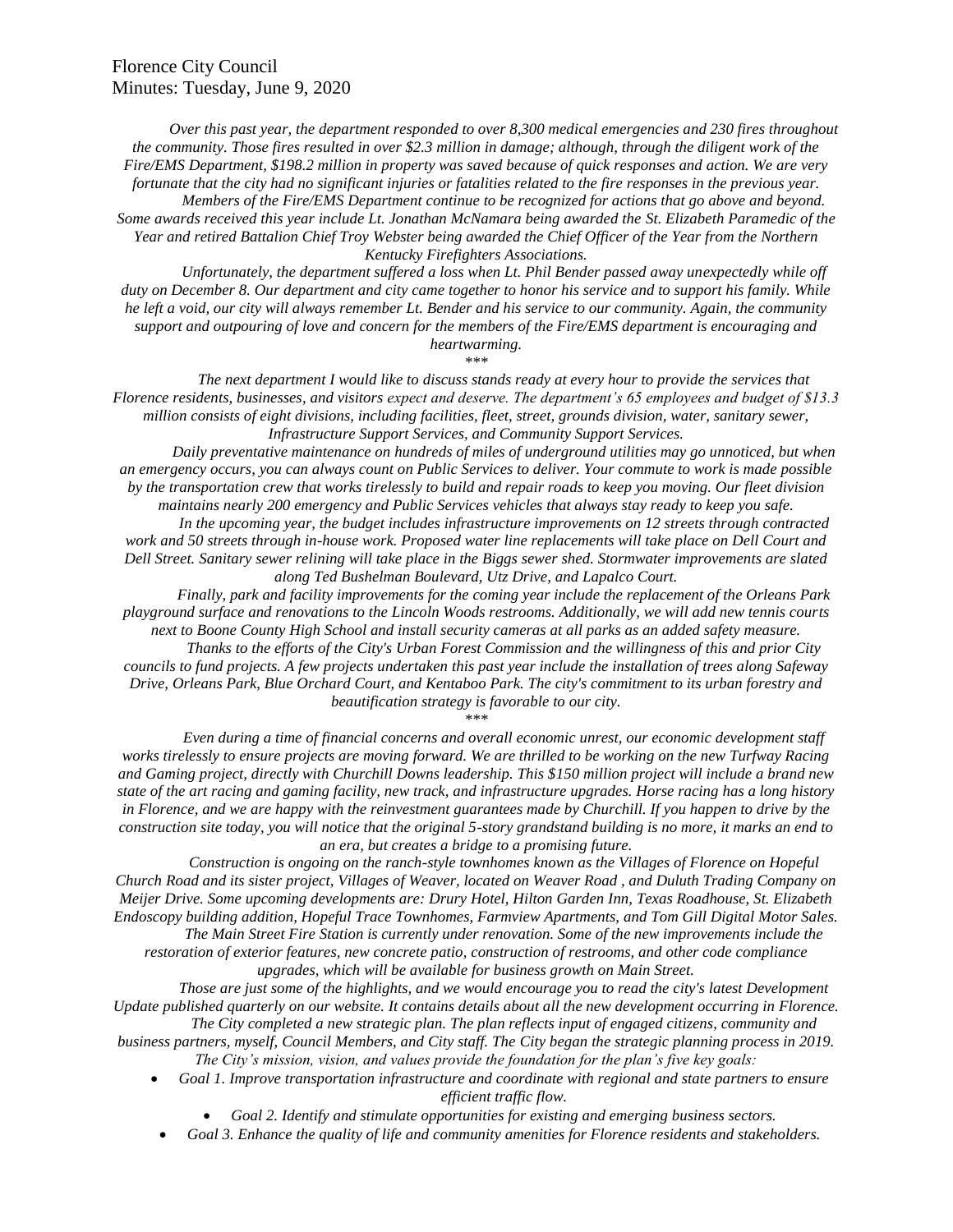*Over this past year, the department responded to over 8,300 medical emergencies and 230 fires throughout the community. Those fires resulted in over $2.3 million in damage; although, through the diligent work of the Fire/EMS Department, $198.2 million in property was saved because of quick responses and action. We are very fortunate that the city had no significant injuries or fatalities related to the fire responses in the previous year.*

*Members of the Fire/EMS Department continue to be recognized for actions that go above and beyond. Some awards received this year include Lt. Jonathan McNamara being awarded the St. Elizabeth Paramedic of the Year and retired Battalion Chief Troy Webster being awarded the Chief Officer of the Year from the Northern Kentucky Firefighters Associations.*

*Unfortunately, the department suffered a loss when Lt. Phil Bender passed away unexpectedly while off duty on December 8. Our department and city came together to honor his service and to support his family. While he left a void, our city will always remember Lt. Bender and his service to our community. Again, the community support and outpouring of love and concern for the members of the Fire/EMS department is encouraging and heartwarming.*

\*\*\*

*The next department I would like to discuss stands ready at every hour to provide the services that Florence residents, businesses, and visitors expect and deserve. The department's 65 employees and budget of $13.3 million consists of eight divisions, including facilities, fleet, street, grounds division, water, sanitary sewer, Infrastructure Support Services, and Community Support Services.*

*Daily preventative maintenance on hundreds of miles of underground utilities may go unnoticed, but when an emergency occurs, you can always count on Public Services to deliver. Your commute to work is made possible by the transportation crew that works tirelessly to build and repair roads to keep you moving. Our fleet division maintains nearly 200 emergency and Public Services vehicles that always stay ready to keep you safe.*

*In the upcoming year, the budget includes infrastructure improvements on 12 streets through contracted work and 50 streets through in-house work. Proposed water line replacements will take place on Dell Court and Dell Street. Sanitary sewer relining will take place in the Biggs sewer shed. Stormwater improvements are slated along Ted Bushelman Boulevard, Utz Drive, and Lapalco Court.*

*Finally, park and facility improvements for the coming year include the replacement of the Orleans Park playground surface and renovations to the Lincoln Woods restrooms. Additionally, we will add new tennis courts next to Boone County High School and install security cameras at all parks as an added safety measure.*

*Thanks to the efforts of the City's Urban Forest Commission and the willingness of this and prior City councils to fund projects. A few projects undertaken this past year include the installation of trees along Safeway Drive, Orleans Park, Blue Orchard Court, and Kentaboo Park. The city's commitment to its urban forestry and beautification strategy is favorable to our city.*

\*\*\*

*Even during a time of financial concerns and overall economic unrest, our economic development staff works tirelessly to ensure projects are moving forward. We are thrilled to be working on the new Turfway Racing and Gaming project, directly with Churchill Downs leadership. This $150 million project will include a brand new state of the art racing and gaming facility, new track, and infrastructure upgrades. Horse racing has a long history in Florence, and we are happy with the reinvestment guarantees made by Churchill. If you happen to drive by the construction site today, you will notice that the original 5-story grandstand building is no more, it marks an end to an era, but creates a bridge to a promising future.*

*Construction is ongoing on the ranch-style townhomes known as the Villages of Florence on Hopeful Church Road and its sister project, Villages of Weaver, located on Weaver Road , and Duluth Trading Company on Meijer Drive. Some upcoming developments are: Drury Hotel, Hilton Garden Inn, Texas Roadhouse, St. Elizabeth Endoscopy building addition, Hopeful Trace Townhomes, Farmview Apartments, and Tom Gill Digital Motor Sales.*

*The Main Street Fire Station is currently under renovation. Some of the new improvements include the restoration of exterior features, new concrete patio, construction of restrooms, and other code compliance upgrades, which will be available for business growth on Main Street.*

*Those are just some of the highlights, and we would encourage you to read the city's latest Development Update published quarterly on our website. It contains details about all the new development occurring in Florence.*

*The City completed a new strategic plan. The plan reflects input of engaged citizens, community and business partners, myself, Council Members, and City staff. The City began the strategic planning process in 2019. The City's mission, vision, and values provide the foundation for the plan's five key goals:*

- *Goal 1. Improve transportation infrastructure and coordinate with regional and state partners to ensure efficient traffic flow.*
- *Goal 2. Identify and stimulate opportunities for existing and emerging business sectors.*
- *Goal 3. Enhance the quality of life and community amenities for Florence residents and stakeholders.*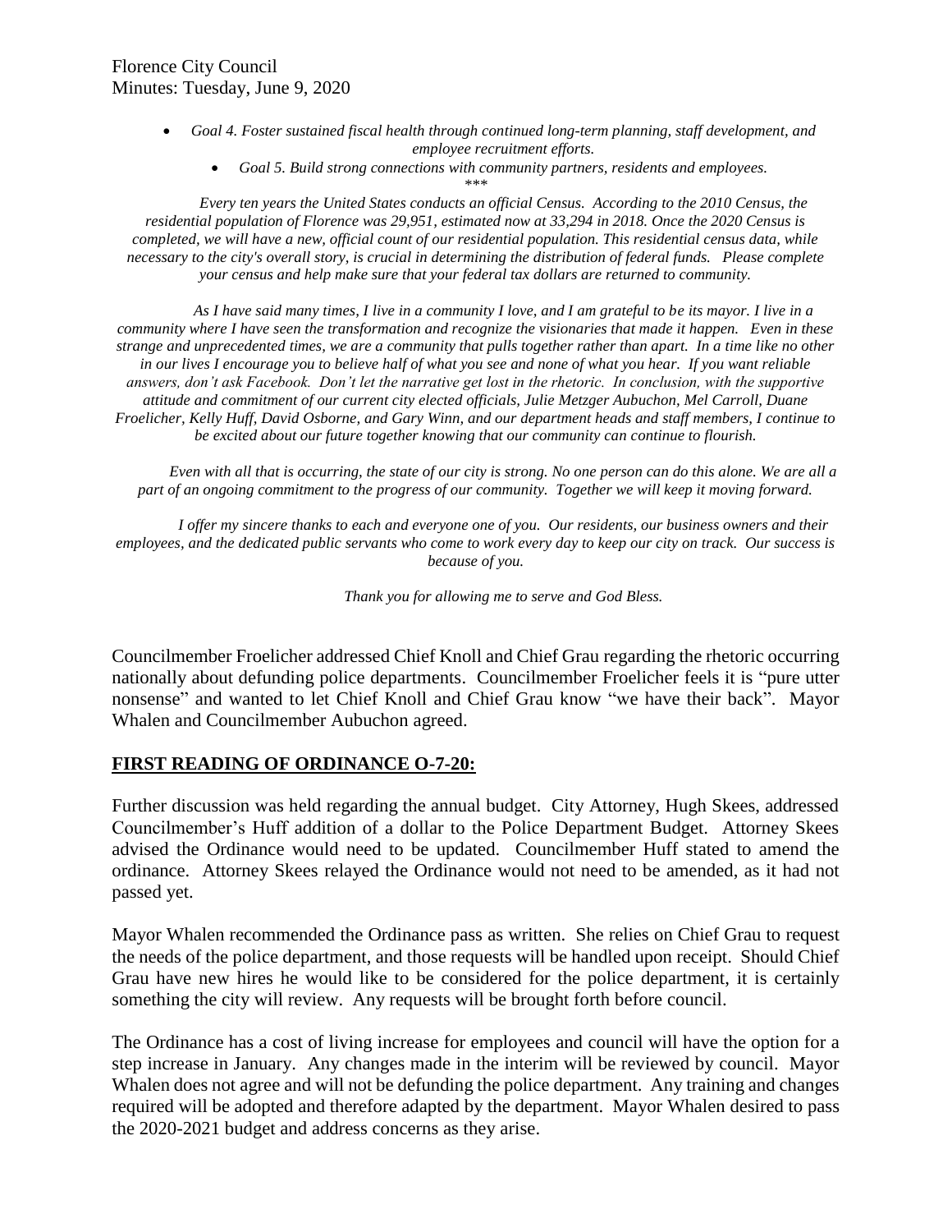- *Goal 4. Foster sustained fiscal health through continued long-term planning, staff development, and employee recruitment efforts.*
  - *Goal 5. Build strong connections with community partners, residents and employees.*

*\*\*\**

*Every ten years the United States conducts an official Census. According to the 2010 Census, the residential population of Florence was 29,951, estimated now at 33,294 in 2018. Once the 2020 Census is completed, we will have a new, official count of our residential population. This residential census data, while necessary to the city's overall story, is crucial in determining the distribution of federal funds. Please complete your census and help make sure that your federal tax dollars are returned to community.*

*As I have said many times, I live in a community I love, and I am grateful to be its mayor. I live in a community where I have seen the transformation and recognize the visionaries that made it happen. Even in these strange and unprecedented times, we are a community that pulls together rather than apart. In a time like no other in our lives I encourage you to believe half of what you see and none of what you hear. If you want reliable answers, don't ask Facebook. Don't let the narrative get lost in the rhetoric. In conclusion, with the supportive attitude and commitment of our current city elected officials, Julie Metzger Aubuchon, Mel Carroll, Duane Froelicher, Kelly Huff, David Osborne, and Gary Winn, and our department heads and staff members, I continue to be excited about our future together knowing that our community can continue to flourish.*

*Even with all that is occurring, the state of our city is strong. No one person can do this alone. We are all a part of an ongoing commitment to the progress of our community. Together we will keep it moving forward.*

*I offer my sincere thanks to each and everyone one of you. Our residents, our business owners and their employees, and the dedicated public servants who come to work every day to keep our city on track. Our success is because of you.*

*Thank you for allowing me to serve and God Bless.*

Councilmember Froelicher addressed Chief Knoll and Chief Grau regarding the rhetoric occurring nationally about defunding police departments. Councilmember Froelicher feels it is "pure utter nonsense" and wanted to let Chief Knoll and Chief Grau know "we have their back". Mayor Whalen and Councilmember Aubuchon agreed.

## FIRST READING OF ORDINANCE O-7-20:

Further discussion was held regarding the annual budget. City Attorney, Hugh Skees, addressed Councilmember's Huff addition of a dollar to the Police Department Budget. Attorney Skees advised the Ordinance would need to be updated. Councilmember Huff stated to amend the ordinance. Attorney Skees relayed the Ordinance would not need to be amended, as it had not passed yet.

Mayor Whalen recommended the Ordinance pass as written. She relies on Chief Grau to request the needs of the police department, and those requests will be handled upon receipt. Should Chief Grau have new hires he would like to be considered for the police department, it is certainly something the city will review. Any requests will be brought forth before council.

The Ordinance has a cost of living increase for employees and council will have the option for a step increase in January. Any changes made in the interim will be reviewed by council. Mayor Whalen does not agree and will not be defunding the police department. Any training and changes required will be adopted and therefore adapted by the department. Mayor Whalen desired to pass the 2020-2021 budget and address concerns as they arise.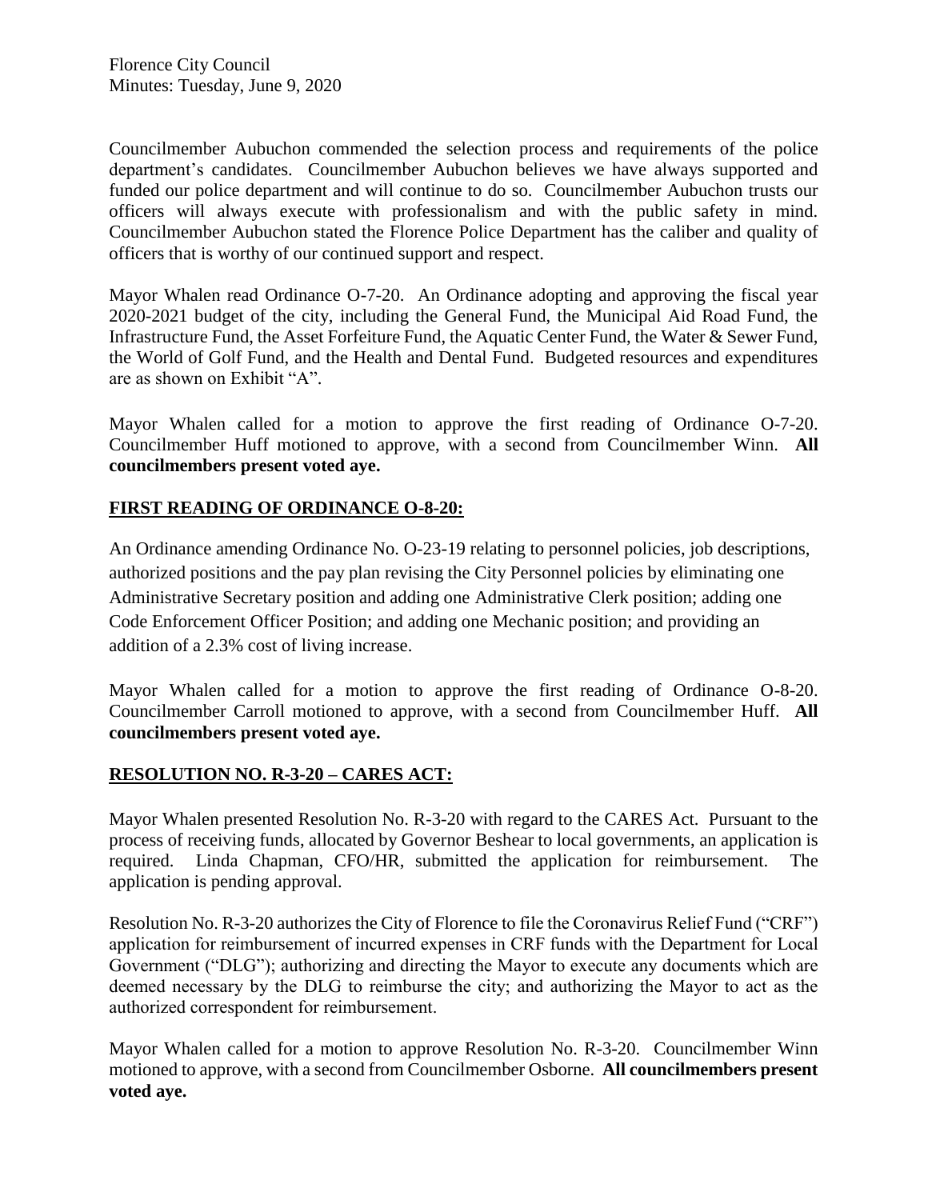Councilmember Aubuchon commended the selection process and requirements of the police department's candidates. Councilmember Aubuchon believes we have always supported and funded our police department and will continue to do so. Councilmember Aubuchon trusts our officers will always execute with professionalism and with the public safety in mind. Councilmember Aubuchon stated the Florence Police Department has the caliber and quality of officers that is worthy of our continued support and respect.

Mayor Whalen read Ordinance O-7-20. An Ordinance adopting and approving the fiscal year 2020-2021 budget of the city, including the General Fund, the Municipal Aid Road Fund, the Infrastructure Fund, the Asset Forfeiture Fund, the Aquatic Center Fund, the Water & Sewer Fund, the World of Golf Fund, and the Health and Dental Fund. Budgeted resources and expenditures are as shown on Exhibit "A".

Mayor Whalen called for a motion to approve the first reading of Ordinance O-7-20. Councilmember Huff motioned to approve, with a second from Councilmember Winn. **All councilmembers present voted aye.**

## FIRST READING OF ORDINANCE O-8-20:

An Ordinance amending Ordinance No. O-23-19 relating to personnel policies, job descriptions, authorized positions and the pay plan revising the City Personnel policies by eliminating one Administrative Secretary position and adding one Administrative Clerk position; adding one Code Enforcement Officer Position; and adding one Mechanic position; and providing an addition of a 2.3% cost of living increase.

Mayor Whalen called for a motion to approve the first reading of Ordinance O-8-20. Councilmember Carroll motioned to approve, with a second from Councilmember Huff. **All councilmembers present voted aye.**

## RESOLUTION NO. R-3-20 – CARES ACT:

Mayor Whalen presented Resolution No. R-3-20 with regard to the CARES Act. Pursuant to the process of receiving funds, allocated by Governor Beshear to local governments, an application is required. Linda Chapman, CFO/HR, submitted the application for reimbursement. The application is pending approval.

Resolution No. R-3-20 authorizes the City of Florence to file the Coronavirus Relief Fund ("CRF") application for reimbursement of incurred expenses in CRF funds with the Department for Local Government ("DLG"); authorizing and directing the Mayor to execute any documents which are deemed necessary by the DLG to reimburse the city; and authorizing the Mayor to act as the authorized correspondent for reimbursement.

Mayor Whalen called for a motion to approve Resolution No. R-3-20. Councilmember Winn motioned to approve, with a second from Councilmember Osborne. **All councilmembers present voted aye.**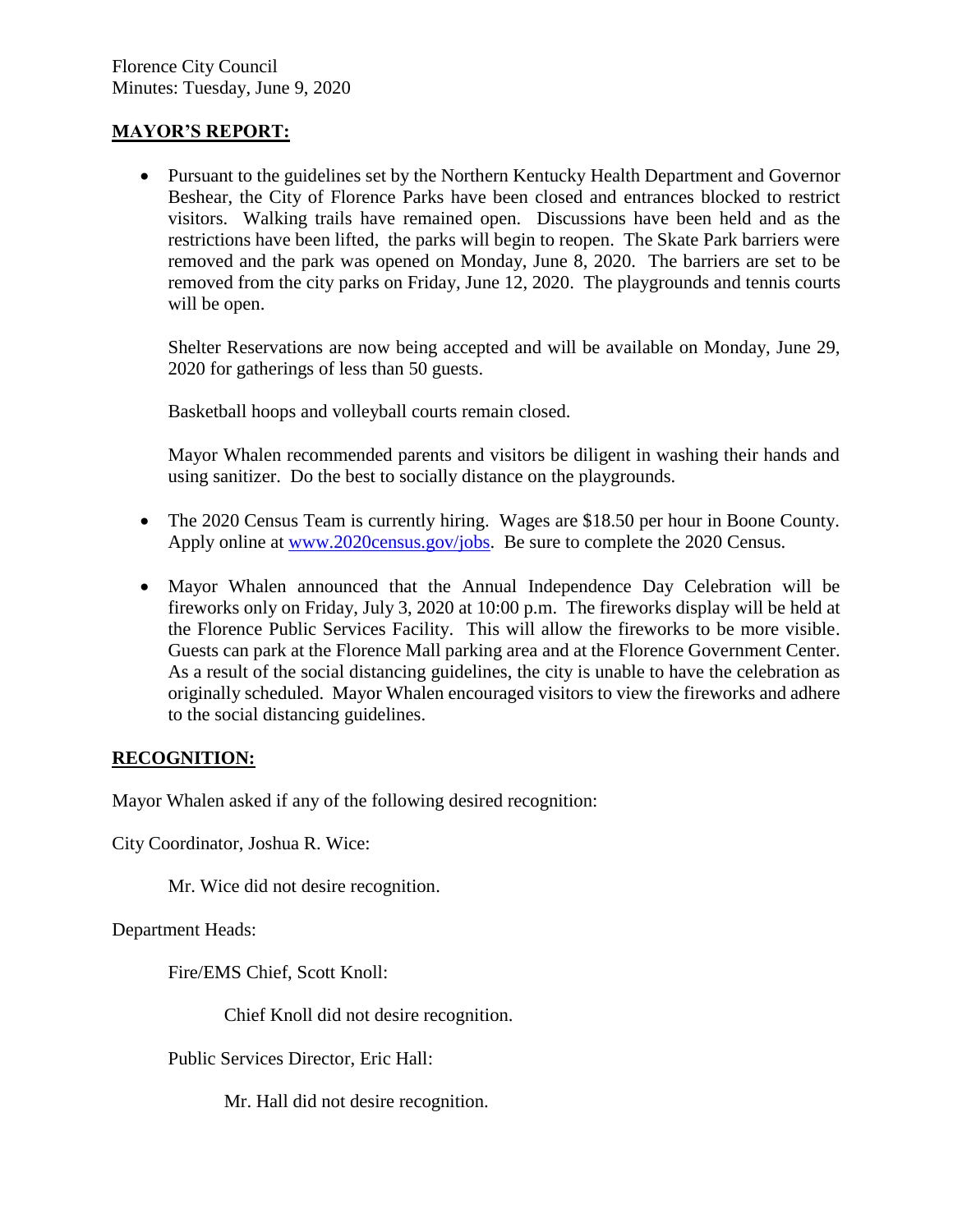Florence City Council
Minutes: Tuesday, June 9, 2020

## MAYOR'S REPORT:

- Pursuant to the guidelines set by the Northern Kentucky Health Department and Governor Beshear, the City of Florence Parks have been closed and entrances blocked to restrict visitors. Walking trails have remained open. Discussions have been held and as the restrictions have been lifted, the parks will begin to reopen. The Skate Park barriers were removed and the park was opened on Monday, June 8, 2020. The barriers are set to be removed from the city parks on Friday, June 12, 2020. The playgrounds and tennis courts will be open.

  Shelter Reservations are now being accepted and will be available on Monday, June 29, 2020 for gatherings of less than 50 guests.

  Basketball hoops and volleyball courts remain closed.

  Mayor Whalen recommended parents and visitors be diligent in washing their hands and using sanitizer. Do the best to socially distance on the playgrounds.

- The 2020 Census Team is currently hiring. Wages are $18.50 per hour in Boone County. Apply online at [www.2020census.gov/jobs](http://www.2020census.gov/jobs). Be sure to complete the 2020 Census.

- Mayor Whalen announced that the Annual Independence Day Celebration will be fireworks only on Friday, July 3, 2020 at 10:00 p.m. The fireworks display will be held at the Florence Public Services Facility. This will allow the fireworks to be more visible. Guests can park at the Florence Mall parking area and at the Florence Government Center. As a result of the social distancing guidelines, the city is unable to have the celebration as originally scheduled. Mayor Whalen encouraged visitors to view the fireworks and adhere to the social distancing guidelines.

## RECOGNITION:

Mayor Whalen asked if any of the following desired recognition:

City Coordinator, Joshua R. Wice:

> Mr. Wice did not desire recognition.

Department Heads:

> Fire/EMS Chief, Scott Knoll:
>
> > Chief Knoll did not desire recognition.
>
> Public Services Director, Eric Hall:
>
> > Mr. Hall did not desire recognition.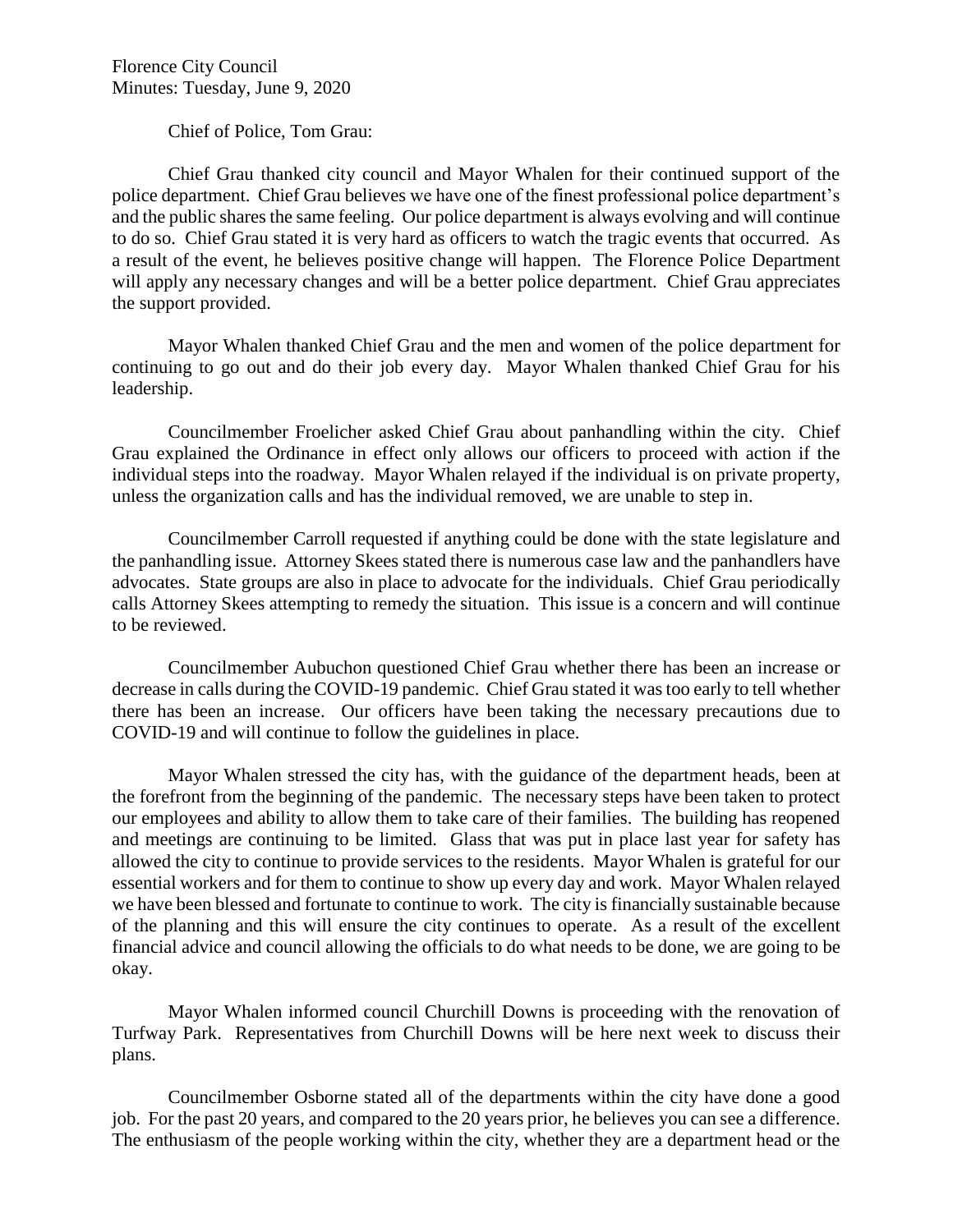Florence City Council
Minutes: Tuesday, June 9, 2020

Chief of Police, Tom Grau:

Chief Grau thanked city council and Mayor Whalen for their continued support of the police department. Chief Grau believes we have one of the finest professional police department's and the public shares the same feeling. Our police department is always evolving and will continue to do so. Chief Grau stated it is very hard as officers to watch the tragic events that occurred. As a result of the event, he believes positive change will happen. The Florence Police Department will apply any necessary changes and will be a better police department. Chief Grau appreciates the support provided.

Mayor Whalen thanked Chief Grau and the men and women of the police department for continuing to go out and do their job every day. Mayor Whalen thanked Chief Grau for his leadership.

Councilmember Froelicher asked Chief Grau about panhandling within the city. Chief Grau explained the Ordinance in effect only allows our officers to proceed with action if the individual steps into the roadway. Mayor Whalen relayed if the individual is on private property, unless the organization calls and has the individual removed, we are unable to step in.

Councilmember Carroll requested if anything could be done with the state legislature and the panhandling issue. Attorney Skees stated there is numerous case law and the panhandlers have advocates. State groups are also in place to advocate for the individuals. Chief Grau periodically calls Attorney Skees attempting to remedy the situation. This issue is a concern and will continue to be reviewed.

Councilmember Aubuchon questioned Chief Grau whether there has been an increase or decrease in calls during the COVID-19 pandemic. Chief Grau stated it was too early to tell whether there has been an increase. Our officers have been taking the necessary precautions due to COVID-19 and will continue to follow the guidelines in place.

Mayor Whalen stressed the city has, with the guidance of the department heads, been at the forefront from the beginning of the pandemic. The necessary steps have been taken to protect our employees and ability to allow them to take care of their families. The building has reopened and meetings are continuing to be limited. Glass that was put in place last year for safety has allowed the city to continue to provide services to the residents. Mayor Whalen is grateful for our essential workers and for them to continue to show up every day and work. Mayor Whalen relayed we have been blessed and fortunate to continue to work. The city is financially sustainable because of the planning and this will ensure the city continues to operate. As a result of the excellent financial advice and council allowing the officials to do what needs to be done, we are going to be okay.

Mayor Whalen informed council Churchill Downs is proceeding with the renovation of Turfway Park. Representatives from Churchill Downs will be here next week to discuss their plans.

Councilmember Osborne stated all of the departments within the city have done a good job. For the past 20 years, and compared to the 20 years prior, he believes you can see a difference. The enthusiasm of the people working within the city, whether they are a department head or the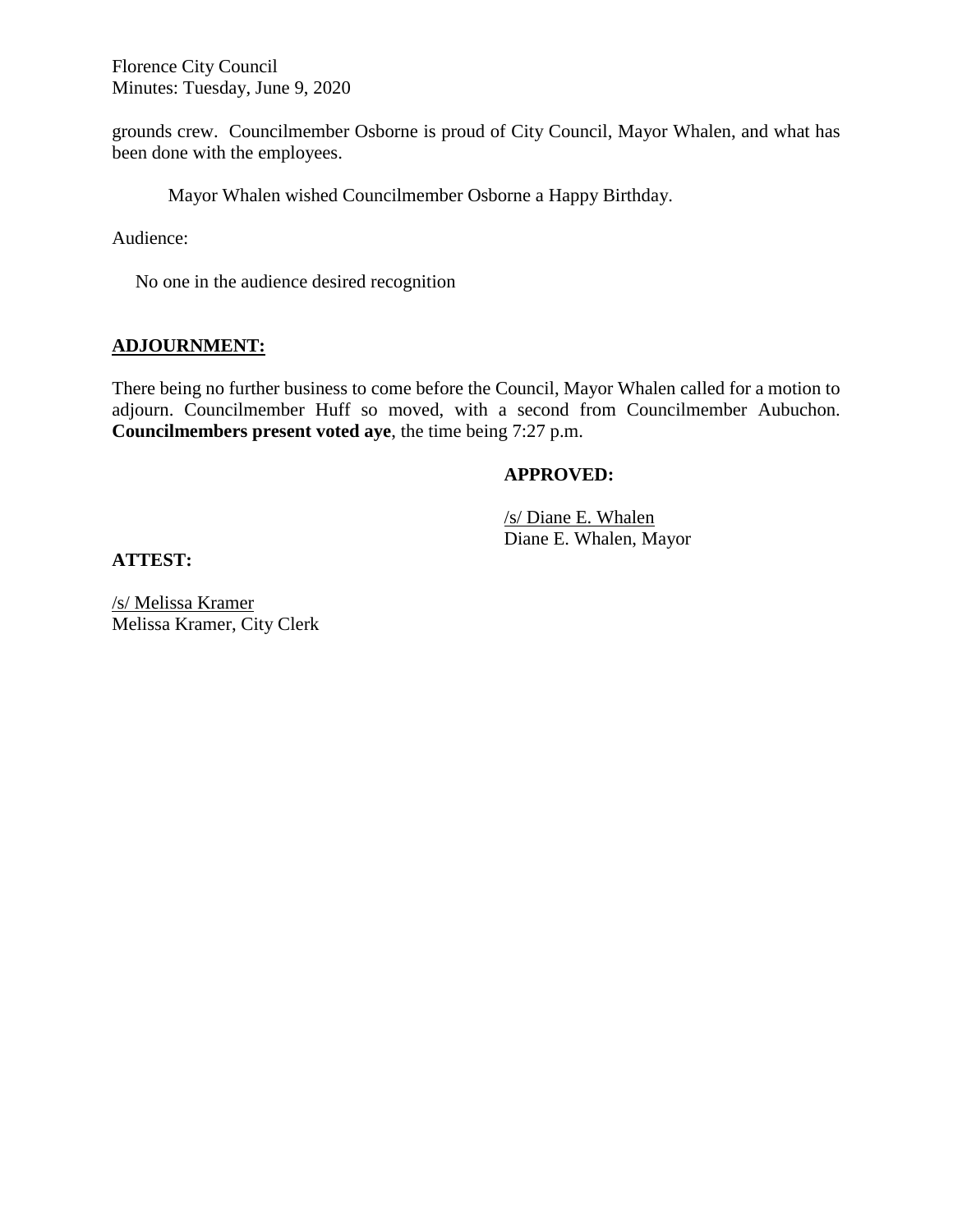grounds crew. Councilmember Osborne is proud of City Council, Mayor Whalen, and what has been done with the employees.

Mayor Whalen wished Councilmember Osborne a Happy Birthday.

Audience:

No one in the audience desired recognition

## ADJOURNMENT:

There being no further business to come before the Council, Mayor Whalen called for a motion to adjourn. Councilmember Huff so moved, with a second from Councilmember Aubuchon. **Councilmembers present voted aye**, the time being 7:27 p.m.

**APPROVED:**

/s/ Diane E. Whalen
Diane E. Whalen, Mayor

**ATTEST:**

/s/ Melissa Kramer
Melissa Kramer, City Clerk